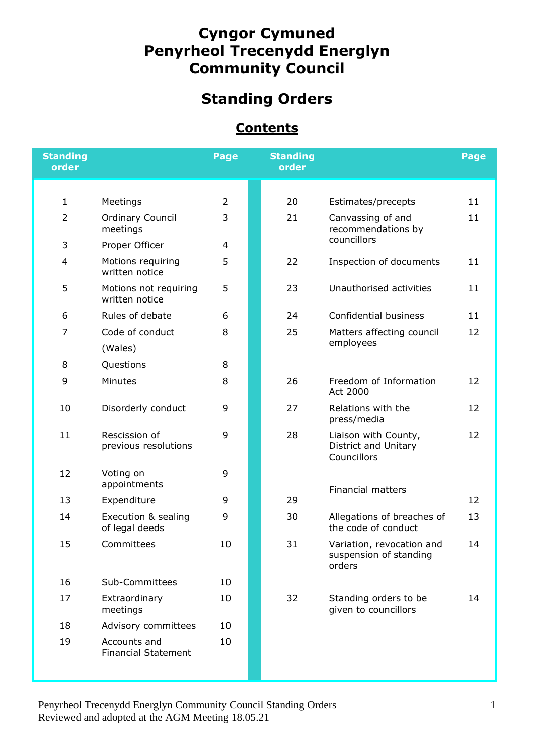# Cyngor Cymuned
# Penyrheol Trecenydd Energlyn
# Community Council

## Standing Orders

### Contents

| Standing order | | Page | Standing order | | Page |
|---|---|---|---|---|---|
| 1 | Meetings | 2 | 20 | Estimates/precepts | 11 |
| 2 | Ordinary Council meetings | 3 | 21 | Canvassing of and recommendations by councillors | 11 |
| 3 | Proper Officer | 4 | | | |
| 4 | Motions requiring written notice | 5 | 22 | Inspection of documents | 11 |
| 5 | Motions not requiring written notice | 5 | 23 | Unauthorised activities | 11 |
| 6 | Rules of debate | 6 | 24 | Confidential business | 11 |
| 7 | Code of conduct (Wales) | 8 | 25 | Matters affecting council employees | 12 |
| 8 | Questions | 8 | | | |
| 9 | Minutes | 8 | 26 | Freedom of Information Act 2000 | 12 |
| 10 | Disorderly conduct | 9 | 27 | Relations with the press/media | 12 |
| 11 | Rescission of previous resolutions | 9 | 28 | Liaison with County, District and Unitary Councillors | 12 |
| 12 | Voting on appointments | 9 | | | |
| 13 | Expenditure | 9 | 29 | Financial matters | 12 |
| 14 | Execution & sealing of legal deeds | 9 | 30 | Allegations of breaches of the code of conduct | 13 |
| 15 | Committees | 10 | 31 | Variation, revocation and suspension of standing orders | 14 |
| 16 | Sub-Committees | 10 | | | |
| 17 | Extraordinary meetings | 10 | 32 | Standing orders to be given to councillors | 14 |
| 18 | Advisory committees | 10 | | | |
| 19 | Accounts and Financial Statement | 10 | | | |

Penyrheol Trecenydd Energlyn Community Council Standing Orders
Reviewed and adopted at the AGM Meeting 18.05.21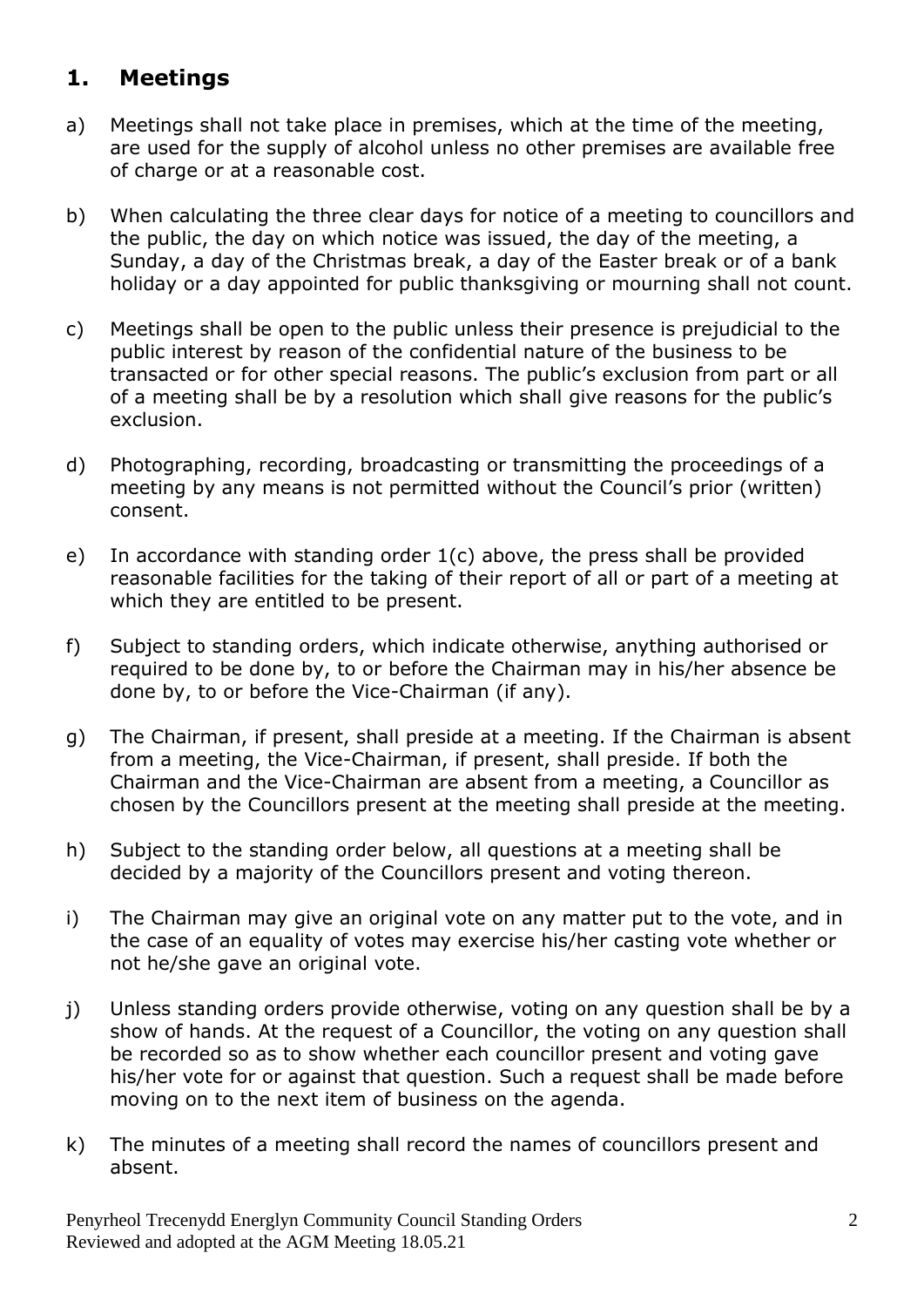## 1. Meetings

a) Meetings shall not take place in premises, which at the time of the meeting, are used for the supply of alcohol unless no other premises are available free of charge or at a reasonable cost.

b) When calculating the three clear days for notice of a meeting to councillors and the public, the day on which notice was issued, the day of the meeting, a Sunday, a day of the Christmas break, a day of the Easter break or of a bank holiday or a day appointed for public thanksgiving or mourning shall not count.

c) Meetings shall be open to the public unless their presence is prejudicial to the public interest by reason of the confidential nature of the business to be transacted or for other special reasons. The public's exclusion from part or all of a meeting shall be by a resolution which shall give reasons for the public's exclusion.

d) Photographing, recording, broadcasting or transmitting the proceedings of a meeting by any means is not permitted without the Council's prior (written) consent.

e) In accordance with standing order 1(c) above, the press shall be provided reasonable facilities for the taking of their report of all or part of a meeting at which they are entitled to be present.

f) Subject to standing orders, which indicate otherwise, anything authorised or required to be done by, to or before the Chairman may in his/her absence be done by, to or before the Vice-Chairman (if any).

g) The Chairman, if present, shall preside at a meeting. If the Chairman is absent from a meeting, the Vice-Chairman, if present, shall preside. If both the Chairman and the Vice-Chairman are absent from a meeting, a Councillor as chosen by the Councillors present at the meeting shall preside at the meeting.

h) Subject to the standing order below, all questions at a meeting shall be decided by a majority of the Councillors present and voting thereon.

i) The Chairman may give an original vote on any matter put to the vote, and in the case of an equality of votes may exercise his/her casting vote whether or not he/she gave an original vote.

j) Unless standing orders provide otherwise, voting on any question shall be by a show of hands. At the request of a Councillor, the voting on any question shall be recorded so as to show whether each councillor present and voting gave his/her vote for or against that question. Such a request shall be made before moving on to the next item of business on the agenda.

k) The minutes of a meeting shall record the names of councillors present and absent.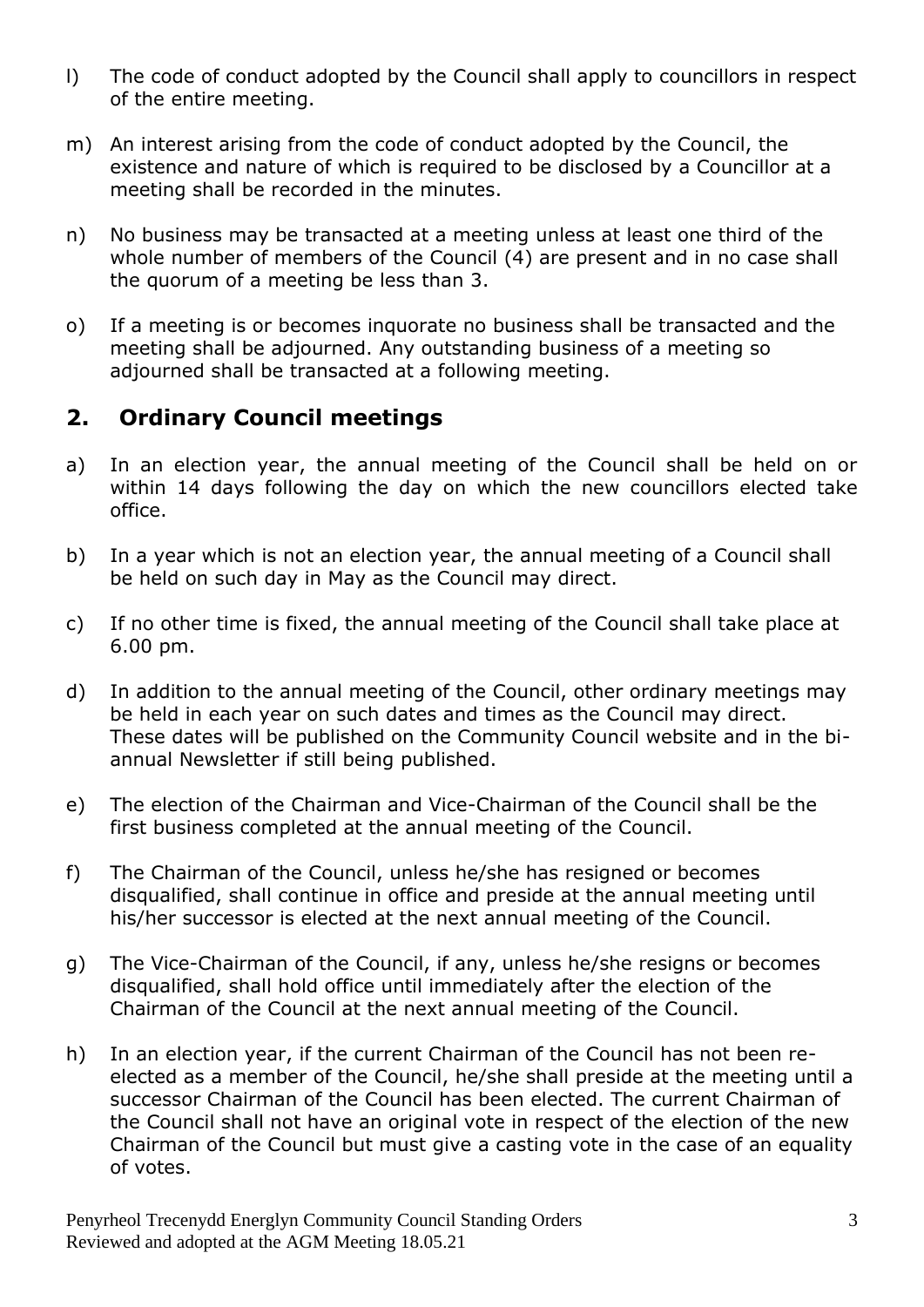l) The code of conduct adopted by the Council shall apply to councillors in respect of the entire meeting.

m) An interest arising from the code of conduct adopted by the Council, the existence and nature of which is required to be disclosed by a Councillor at a meeting shall be recorded in the minutes.

n) No business may be transacted at a meeting unless at least one third of the whole number of members of the Council (4) are present and in no case shall the quorum of a meeting be less than 3.

o) If a meeting is or becomes inquorate no business shall be transacted and the meeting shall be adjourned. Any outstanding business of a meeting so adjourned shall be transacted at a following meeting.

## 2. Ordinary Council meetings

a) In an election year, the annual meeting of the Council shall be held on or within 14 days following the day on which the new councillors elected take office.

b) In a year which is not an election year, the annual meeting of a Council shall be held on such day in May as the Council may direct.

c) If no other time is fixed, the annual meeting of the Council shall take place at 6.00 pm.

d) In addition to the annual meeting of the Council, other ordinary meetings may be held in each year on such dates and times as the Council may direct. These dates will be published on the Community Council website and in the bi-annual Newsletter if still being published.

e) The election of the Chairman and Vice-Chairman of the Council shall be the first business completed at the annual meeting of the Council.

f) The Chairman of the Council, unless he/she has resigned or becomes disqualified, shall continue in office and preside at the annual meeting until his/her successor is elected at the next annual meeting of the Council.

g) The Vice-Chairman of the Council, if any, unless he/she resigns or becomes disqualified, shall hold office until immediately after the election of the Chairman of the Council at the next annual meeting of the Council.

h) In an election year, if the current Chairman of the Council has not been re-elected as a member of the Council, he/she shall preside at the meeting until a successor Chairman of the Council has been elected. The current Chairman of the Council shall not have an original vote in respect of the election of the new Chairman of the Council but must give a casting vote in the case of an equality of votes.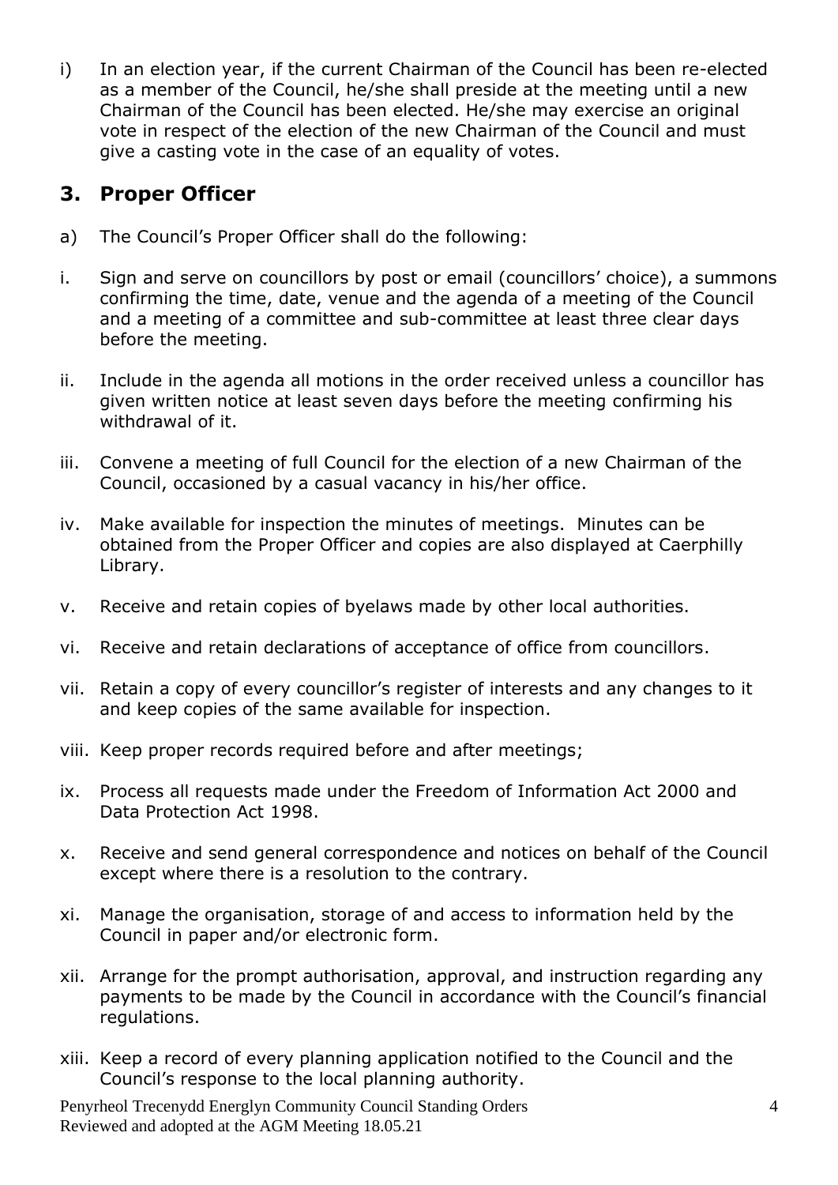i) In an election year, if the current Chairman of the Council has been re-elected as a member of the Council, he/she shall preside at the meeting until a new Chairman of the Council has been elected. He/she may exercise an original vote in respect of the election of the new Chairman of the Council and must give a casting vote in the case of an equality of votes.

## 3. Proper Officer

a) The Council's Proper Officer shall do the following:

i. Sign and serve on councillors by post or email (councillors' choice), a summons confirming the time, date, venue and the agenda of a meeting of the Council and a meeting of a committee and sub-committee at least three clear days before the meeting.

ii. Include in the agenda all motions in the order received unless a councillor has given written notice at least seven days before the meeting confirming his withdrawal of it.

iii. Convene a meeting of full Council for the election of a new Chairman of the Council, occasioned by a casual vacancy in his/her office.

iv. Make available for inspection the minutes of meetings. Minutes can be obtained from the Proper Officer and copies are also displayed at Caerphilly Library.

v. Receive and retain copies of byelaws made by other local authorities.

vi. Receive and retain declarations of acceptance of office from councillors.

vii. Retain a copy of every councillor's register of interests and any changes to it and keep copies of the same available for inspection.

viii. Keep proper records required before and after meetings;

ix. Process all requests made under the Freedom of Information Act 2000 and Data Protection Act 1998.

x. Receive and send general correspondence and notices on behalf of the Council except where there is a resolution to the contrary.

xi. Manage the organisation, storage of and access to information held by the Council in paper and/or electronic form.

xii. Arrange for the prompt authorisation, approval, and instruction regarding any payments to be made by the Council in accordance with the Council's financial regulations.

xiii. Keep a record of every planning application notified to the Council and the Council's response to the local planning authority.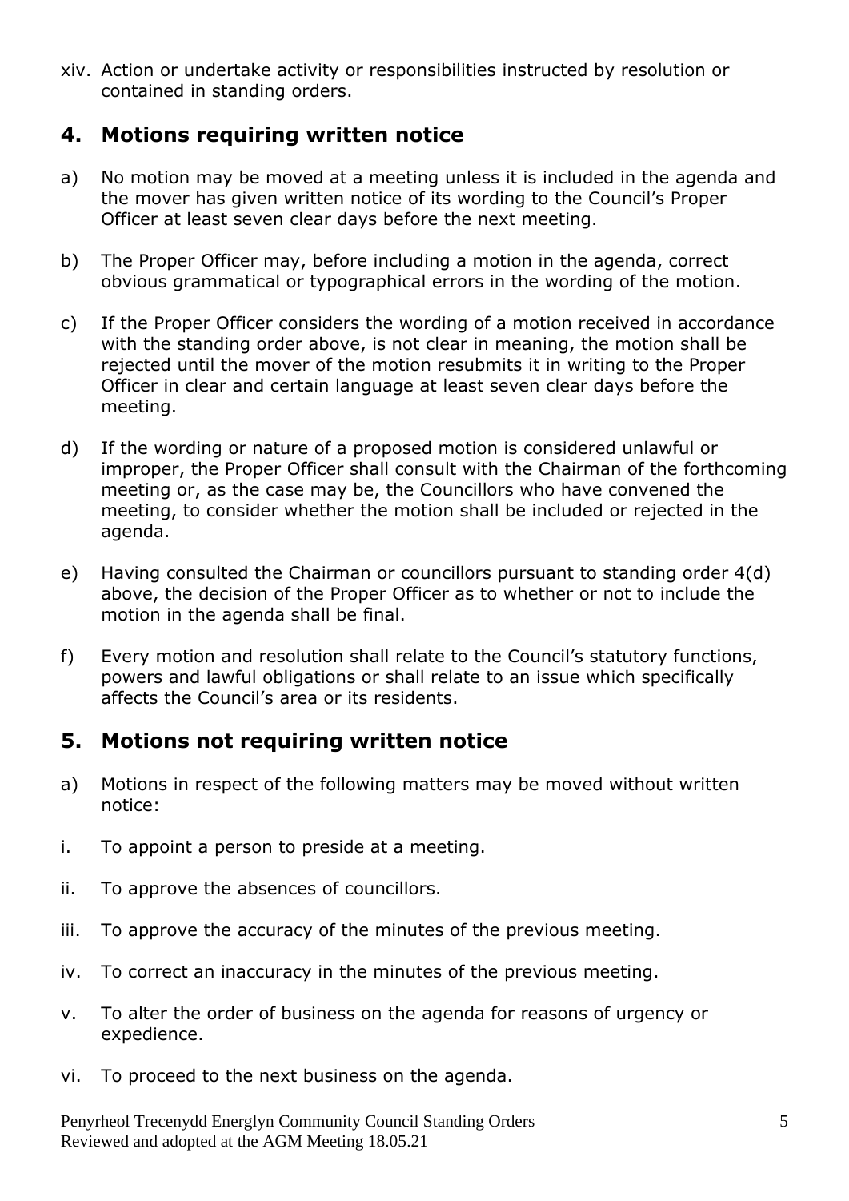xiv. Action or undertake activity or responsibilities instructed by resolution or contained in standing orders.

## 4. Motions requiring written notice

a) No motion may be moved at a meeting unless it is included in the agenda and the mover has given written notice of its wording to the Council's Proper Officer at least seven clear days before the next meeting.

b) The Proper Officer may, before including a motion in the agenda, correct obvious grammatical or typographical errors in the wording of the motion.

c) If the Proper Officer considers the wording of a motion received in accordance with the standing order above, is not clear in meaning, the motion shall be rejected until the mover of the motion resubmits it in writing to the Proper Officer in clear and certain language at least seven clear days before the meeting.

d) If the wording or nature of a proposed motion is considered unlawful or improper, the Proper Officer shall consult with the Chairman of the forthcoming meeting or, as the case may be, the Councillors who have convened the meeting, to consider whether the motion shall be included or rejected in the agenda.

e) Having consulted the Chairman or councillors pursuant to standing order 4(d) above, the decision of the Proper Officer as to whether or not to include the motion in the agenda shall be final.

f) Every motion and resolution shall relate to the Council's statutory functions, powers and lawful obligations or shall relate to an issue which specifically affects the Council's area or its residents.

## 5. Motions not requiring written notice

a) Motions in respect of the following matters may be moved without written notice:

i. To appoint a person to preside at a meeting.

ii. To approve the absences of councillors.

iii. To approve the accuracy of the minutes of the previous meeting.

iv. To correct an inaccuracy in the minutes of the previous meeting.

v. To alter the order of business on the agenda for reasons of urgency or expedience.

vi. To proceed to the next business on the agenda.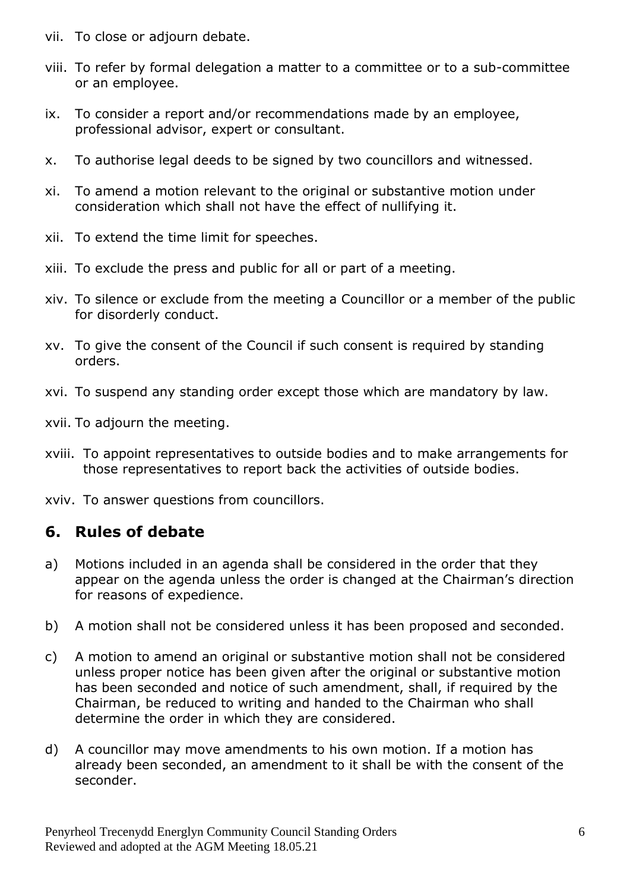vii. To close or adjourn debate.

viii. To refer by formal delegation a matter to a committee or to a sub-committee or an employee.

ix. To consider a report and/or recommendations made by an employee, professional advisor, expert or consultant.

x. To authorise legal deeds to be signed by two councillors and witnessed.

xi. To amend a motion relevant to the original or substantive motion under consideration which shall not have the effect of nullifying it.

xii. To extend the time limit for speeches.

xiii. To exclude the press and public for all or part of a meeting.

xiv. To silence or exclude from the meeting a Councillor or a member of the public for disorderly conduct.

xv. To give the consent of the Council if such consent is required by standing orders.

xvi. To suspend any standing order except those which are mandatory by law.

xvii. To adjourn the meeting.

xviii. To appoint representatives to outside bodies and to make arrangements for those representatives to report back the activities of outside bodies.

xviv. To answer questions from councillors.

## 6. Rules of debate

a) Motions included in an agenda shall be considered in the order that they appear on the agenda unless the order is changed at the Chairman's direction for reasons of expedience.

b) A motion shall not be considered unless it has been proposed and seconded.

c) A motion to amend an original or substantive motion shall not be considered unless proper notice has been given after the original or substantive motion has been seconded and notice of such amendment, shall, if required by the Chairman, be reduced to writing and handed to the Chairman who shall determine the order in which they are considered.

d) A councillor may move amendments to his own motion. If a motion has already been seconded, an amendment to it shall be with the consent of the seconder.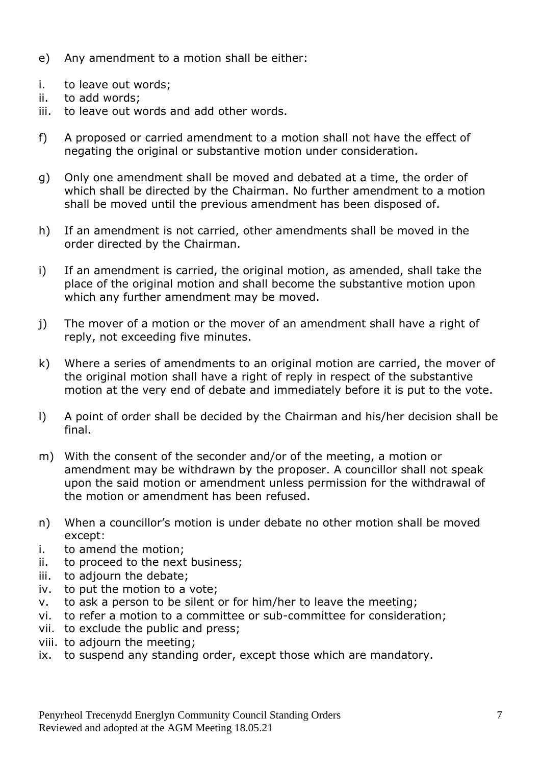e) Any amendment to a motion shall be either:

i. to leave out words;
ii. to add words;
iii. to leave out words and add other words.

f) A proposed or carried amendment to a motion shall not have the effect of negating the original or substantive motion under consideration.

g) Only one amendment shall be moved and debated at a time, the order of which shall be directed by the Chairman. No further amendment to a motion shall be moved until the previous amendment has been disposed of.

h) If an amendment is not carried, other amendments shall be moved in the order directed by the Chairman.

i) If an amendment is carried, the original motion, as amended, shall take the place of the original motion and shall become the substantive motion upon which any further amendment may be moved.

j) The mover of a motion or the mover of an amendment shall have a right of reply, not exceeding five minutes.

k) Where a series of amendments to an original motion are carried, the mover of the original motion shall have a right of reply in respect of the substantive motion at the very end of debate and immediately before it is put to the vote.

l) A point of order shall be decided by the Chairman and his/her decision shall be final.

m) With the consent of the seconder and/or of the meeting, a motion or amendment may be withdrawn by the proposer. A councillor shall not speak upon the said motion or amendment unless permission for the withdrawal of the motion or amendment has been refused.

n) When a councillor's motion is under debate no other motion shall be moved except:

i. to amend the motion;
ii. to proceed to the next business;
iii. to adjourn the debate;
iv. to put the motion to a vote;
v. to ask a person to be silent or for him/her to leave the meeting;
vi. to refer a motion to a committee or sub-committee for consideration;
vii. to exclude the public and press;
viii. to adjourn the meeting;
ix. to suspend any standing order, except those which are mandatory.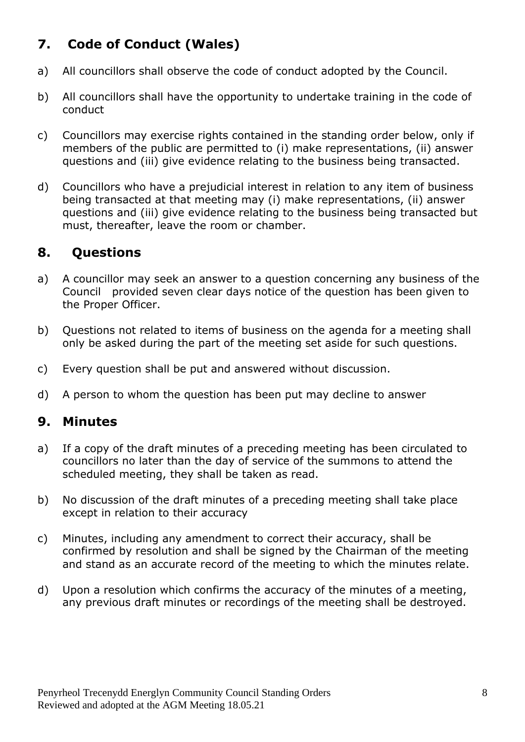## 7. Code of Conduct (Wales)

a) All councillors shall observe the code of conduct adopted by the Council.

b) All councillors shall have the opportunity to undertake training in the code of conduct

c) Councillors may exercise rights contained in the standing order below, only if members of the public are permitted to (i) make representations, (ii) answer questions and (iii) give evidence relating to the business being transacted.

d) Councillors who have a prejudicial interest in relation to any item of business being transacted at that meeting may (i) make representations, (ii) answer questions and (iii) give evidence relating to the business being transacted but must, thereafter, leave the room or chamber.

## 8. Questions

a) A councillor may seek an answer to a question concerning any business of the Council provided seven clear days notice of the question has been given to the Proper Officer.

b) Questions not related to items of business on the agenda for a meeting shall only be asked during the part of the meeting set aside for such questions.

c) Every question shall be put and answered without discussion.

d) A person to whom the question has been put may decline to answer

## 9. Minutes

a) If a copy of the draft minutes of a preceding meeting has been circulated to councillors no later than the day of service of the summons to attend the scheduled meeting, they shall be taken as read.

b) No discussion of the draft minutes of a preceding meeting shall take place except in relation to their accuracy

c) Minutes, including any amendment to correct their accuracy, shall be confirmed by resolution and shall be signed by the Chairman of the meeting and stand as an accurate record of the meeting to which the minutes relate.

d) Upon a resolution which confirms the accuracy of the minutes of a meeting, any previous draft minutes or recordings of the meeting shall be destroyed.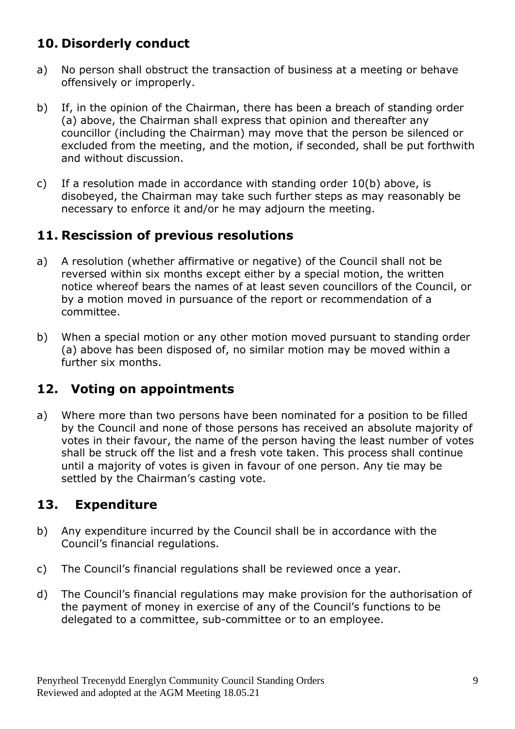## 10. Disorderly conduct

a) No person shall obstruct the transaction of business at a meeting or behave offensively or improperly.

b) If, in the opinion of the Chairman, there has been a breach of standing order (a) above, the Chairman shall express that opinion and thereafter any councillor (including the Chairman) may move that the person be silenced or excluded from the meeting, and the motion, if seconded, shall be put forthwith and without discussion.

c) If a resolution made in accordance with standing order 10(b) above, is disobeyed, the Chairman may take such further steps as may reasonably be necessary to enforce it and/or he may adjourn the meeting.

## 11. Rescission of previous resolutions

a) A resolution (whether affirmative or negative) of the Council shall not be reversed within six months except either by a special motion, the written notice whereof bears the names of at least seven councillors of the Council, or by a motion moved in pursuance of the report or recommendation of a committee.

b) When a special motion or any other motion moved pursuant to standing order (a) above has been disposed of, no similar motion may be moved within a further six months.

## 12. Voting on appointments

a) Where more than two persons have been nominated for a position to be filled by the Council and none of those persons has received an absolute majority of votes in their favour, the name of the person having the least number of votes shall be struck off the list and a fresh vote taken. This process shall continue until a majority of votes is given in favour of one person. Any tie may be settled by the Chairman's casting vote.

## 13. Expenditure

b) Any expenditure incurred by the Council shall be in accordance with the Council's financial regulations.

c) The Council's financial regulations shall be reviewed once a year.

d) The Council's financial regulations may make provision for the authorisation of the payment of money in exercise of any of the Council's functions to be delegated to a committee, sub-committee or to an employee.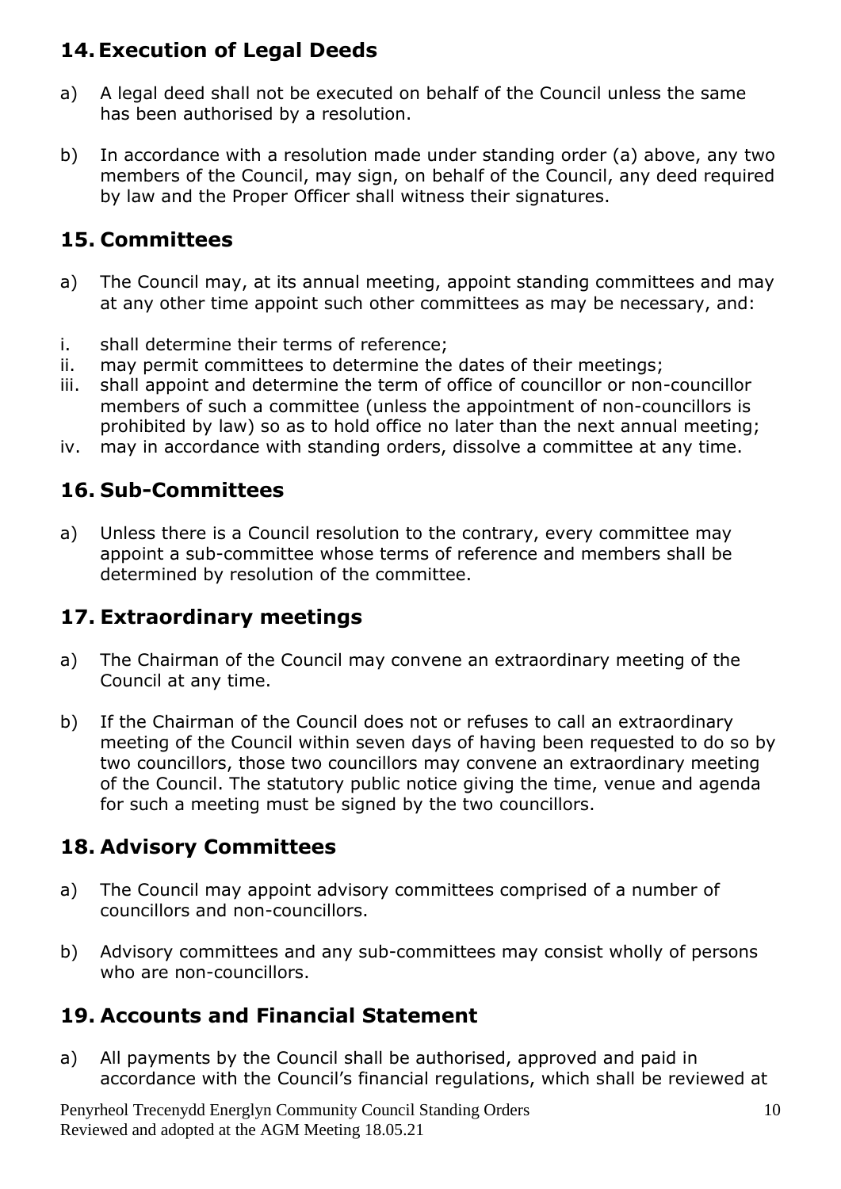## 14. Execution of Legal Deeds

a) A legal deed shall not be executed on behalf of the Council unless the same has been authorised by a resolution.

b) In accordance with a resolution made under standing order (a) above, any two members of the Council, may sign, on behalf of the Council, any deed required by law and the Proper Officer shall witness their signatures.

## 15. Committees

a) The Council may, at its annual meeting, appoint standing committees and may at any other time appoint such other committees as may be necessary, and:

i. shall determine their terms of reference;
ii. may permit committees to determine the dates of their meetings;
iii. shall appoint and determine the term of office of councillor or non-councillor members of such a committee (unless the appointment of non-councillors is prohibited by law) so as to hold office no later than the next annual meeting;
iv. may in accordance with standing orders, dissolve a committee at any time.

## 16. Sub-Committees

a) Unless there is a Council resolution to the contrary, every committee may appoint a sub-committee whose terms of reference and members shall be determined by resolution of the committee.

## 17. Extraordinary meetings

a) The Chairman of the Council may convene an extraordinary meeting of the Council at any time.

b) If the Chairman of the Council does not or refuses to call an extraordinary meeting of the Council within seven days of having been requested to do so by two councillors, those two councillors may convene an extraordinary meeting of the Council. The statutory public notice giving the time, venue and agenda for such a meeting must be signed by the two councillors.

## 18. Advisory Committees

a) The Council may appoint advisory committees comprised of a number of councillors and non-councillors.

b) Advisory committees and any sub-committees may consist wholly of persons who are non-councillors.

## 19. Accounts and Financial Statement

a) All payments by the Council shall be authorised, approved and paid in accordance with the Council's financial regulations, which shall be reviewed at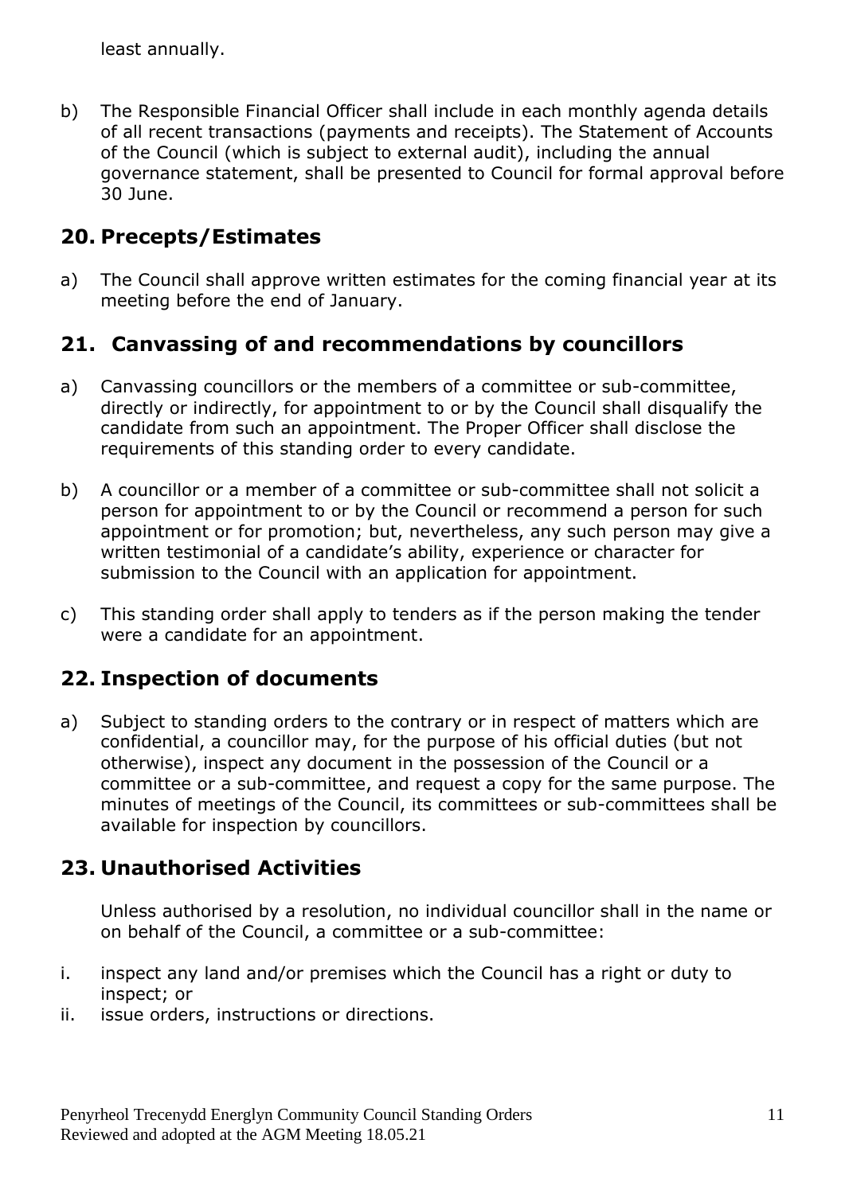least annually.

b) The Responsible Financial Officer shall include in each monthly agenda details of all recent transactions (payments and receipts). The Statement of Accounts of the Council (which is subject to external audit), including the annual governance statement, shall be presented to Council for formal approval before 30 June.

## 20. Precepts/Estimates

a) The Council shall approve written estimates for the coming financial year at its meeting before the end of January.

## 21. Canvassing of and recommendations by councillors

a) Canvassing councillors or the members of a committee or sub-committee, directly or indirectly, for appointment to or by the Council shall disqualify the candidate from such an appointment. The Proper Officer shall disclose the requirements of this standing order to every candidate.

b) A councillor or a member of a committee or sub-committee shall not solicit a person for appointment to or by the Council or recommend a person for such appointment or for promotion; but, nevertheless, any such person may give a written testimonial of a candidate's ability, experience or character for submission to the Council with an application for appointment.

c) This standing order shall apply to tenders as if the person making the tender were a candidate for an appointment.

## 22. Inspection of documents

a) Subject to standing orders to the contrary or in respect of matters which are confidential, a councillor may, for the purpose of his official duties (but not otherwise), inspect any document in the possession of the Council or a committee or a sub-committee, and request a copy for the same purpose. The minutes of meetings of the Council, its committees or sub-committees shall be available for inspection by councillors.

## 23. Unauthorised Activities

Unless authorised by a resolution, no individual councillor shall in the name or on behalf of the Council, a committee or a sub-committee:

i. inspect any land and/or premises which the Council has a right or duty to inspect; or
ii. issue orders, instructions or directions.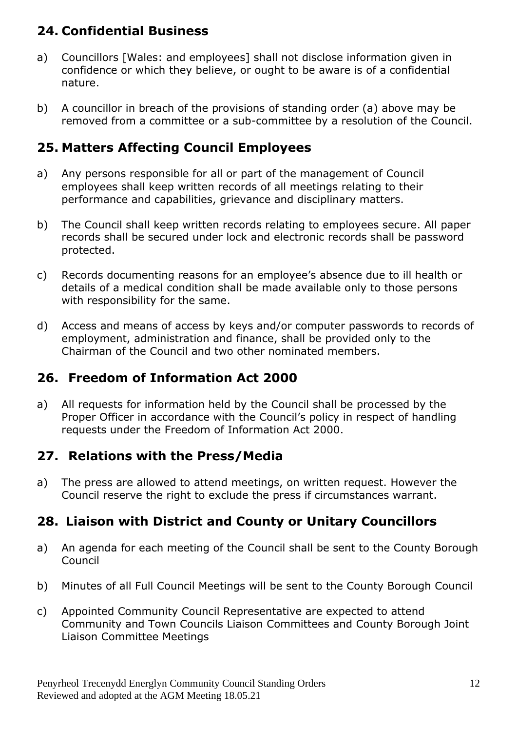## 24. Confidential Business

a) Councillors [Wales: and employees] shall not disclose information given in confidence or which they believe, or ought to be aware is of a confidential nature.

b) A councillor in breach of the provisions of standing order (a) above may be removed from a committee or a sub-committee by a resolution of the Council.

## 25. Matters Affecting Council Employees

a) Any persons responsible for all or part of the management of Council employees shall keep written records of all meetings relating to their performance and capabilities, grievance and disciplinary matters.

b) The Council shall keep written records relating to employees secure. All paper records shall be secured under lock and electronic records shall be password protected.

c) Records documenting reasons for an employee's absence due to ill health or details of a medical condition shall be made available only to those persons with responsibility for the same.

d) Access and means of access by keys and/or computer passwords to records of employment, administration and finance, shall be provided only to the Chairman of the Council and two other nominated members.

## 26. Freedom of Information Act 2000

a) All requests for information held by the Council shall be processed by the Proper Officer in accordance with the Council's policy in respect of handling requests under the Freedom of Information Act 2000.

## 27. Relations with the Press/Media

a) The press are allowed to attend meetings, on written request. However the Council reserve the right to exclude the press if circumstances warrant.

## 28. Liaison with District and County or Unitary Councillors

a) An agenda for each meeting of the Council shall be sent to the County Borough Council

b) Minutes of all Full Council Meetings will be sent to the County Borough Council

c) Appointed Community Council Representative are expected to attend Community and Town Councils Liaison Committees and County Borough Joint Liaison Committee Meetings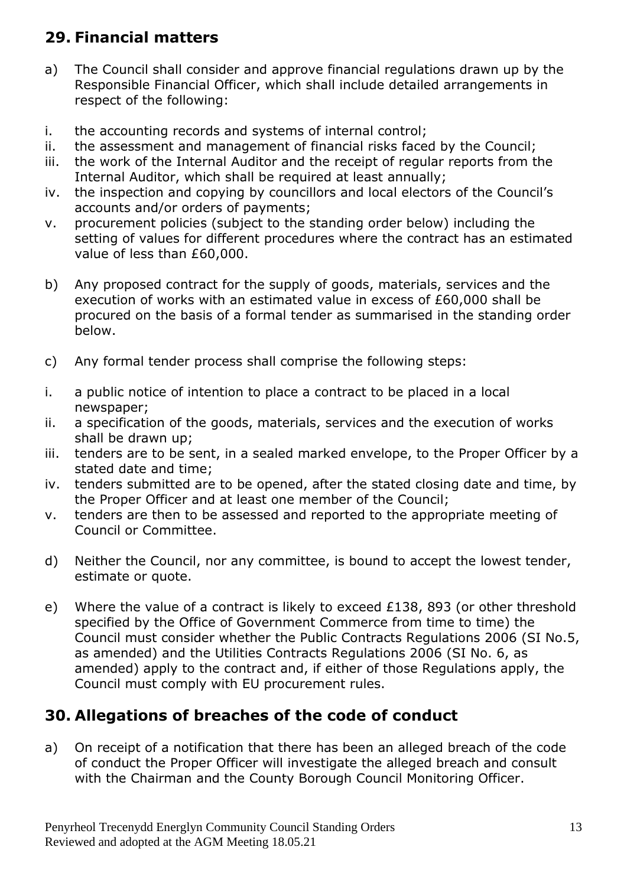## 29. Financial matters

a) The Council shall consider and approve financial regulations drawn up by the Responsible Financial Officer, which shall include detailed arrangements in respect of the following:

i. the accounting records and systems of internal control;
ii. the assessment and management of financial risks faced by the Council;
iii. the work of the Internal Auditor and the receipt of regular reports from the Internal Auditor, which shall be required at least annually;
iv. the inspection and copying by councillors and local electors of the Council's accounts and/or orders of payments;
v. procurement policies (subject to the standing order below) including the setting of values for different procedures where the contract has an estimated value of less than £60,000.

b) Any proposed contract for the supply of goods, materials, services and the execution of works with an estimated value in excess of £60,000 shall be procured on the basis of a formal tender as summarised in the standing order below.

c) Any formal tender process shall comprise the following steps:

i. a public notice of intention to place a contract to be placed in a local newspaper;
ii. a specification of the goods, materials, services and the execution of works shall be drawn up;
iii. tenders are to be sent, in a sealed marked envelope, to the Proper Officer by a stated date and time;
iv. tenders submitted are to be opened, after the stated closing date and time, by the Proper Officer and at least one member of the Council;
v. tenders are then to be assessed and reported to the appropriate meeting of Council or Committee.

d) Neither the Council, nor any committee, is bound to accept the lowest tender, estimate or quote.

e) Where the value of a contract is likely to exceed £138, 893 (or other threshold specified by the Office of Government Commerce from time to time) the Council must consider whether the Public Contracts Regulations 2006 (SI No.5, as amended) and the Utilities Contracts Regulations 2006 (SI No. 6, as amended) apply to the contract and, if either of those Regulations apply, the Council must comply with EU procurement rules.

## 30. Allegations of breaches of the code of conduct

a) On receipt of a notification that there has been an alleged breach of the code of conduct the Proper Officer will investigate the alleged breach and consult with the Chairman and the County Borough Council Monitoring Officer.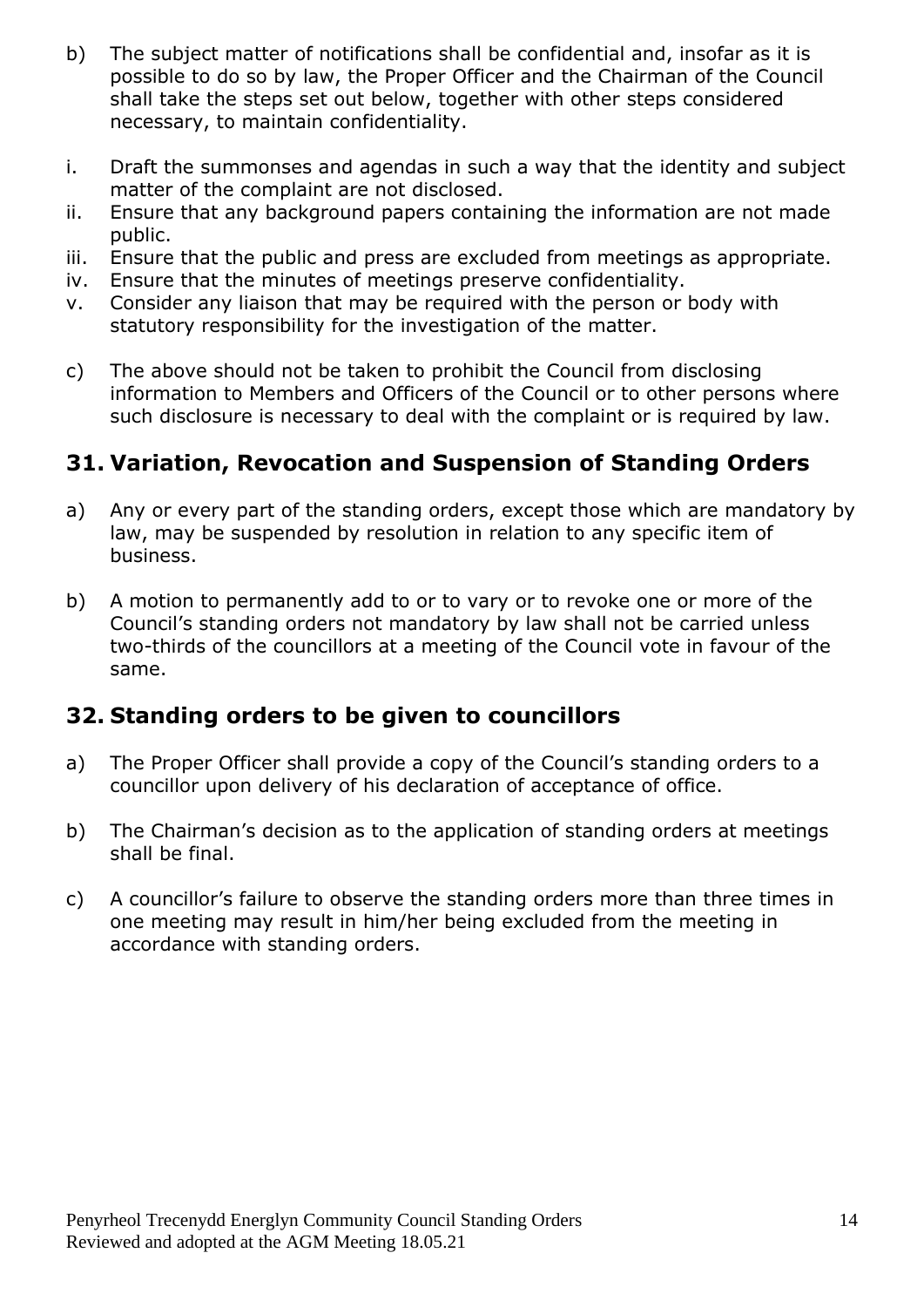b) The subject matter of notifications shall be confidential and, insofar as it is possible to do so by law, the Proper Officer and the Chairman of the Council shall take the steps set out below, together with other steps considered necessary, to maintain confidentiality.

i. Draft the summonses and agendas in such a way that the identity and subject matter of the complaint are not disclosed.
ii. Ensure that any background papers containing the information are not made public.
iii. Ensure that the public and press are excluded from meetings as appropriate.
iv. Ensure that the minutes of meetings preserve confidentiality.
v. Consider any liaison that may be required with the person or body with statutory responsibility for the investigation of the matter.

c) The above should not be taken to prohibit the Council from disclosing information to Members and Officers of the Council or to other persons where such disclosure is necessary to deal with the complaint or is required by law.

## 31. Variation, Revocation and Suspension of Standing Orders

a) Any or every part of the standing orders, except those which are mandatory by law, may be suspended by resolution in relation to any specific item of business.

b) A motion to permanently add to or to vary or to revoke one or more of the Council's standing orders not mandatory by law shall not be carried unless two-thirds of the councillors at a meeting of the Council vote in favour of the same.

## 32. Standing orders to be given to councillors

a) The Proper Officer shall provide a copy of the Council's standing orders to a councillor upon delivery of his declaration of acceptance of office.

b) The Chairman's decision as to the application of standing orders at meetings shall be final.

c) A councillor's failure to observe the standing orders more than three times in one meeting may result in him/her being excluded from the meeting in accordance with standing orders.